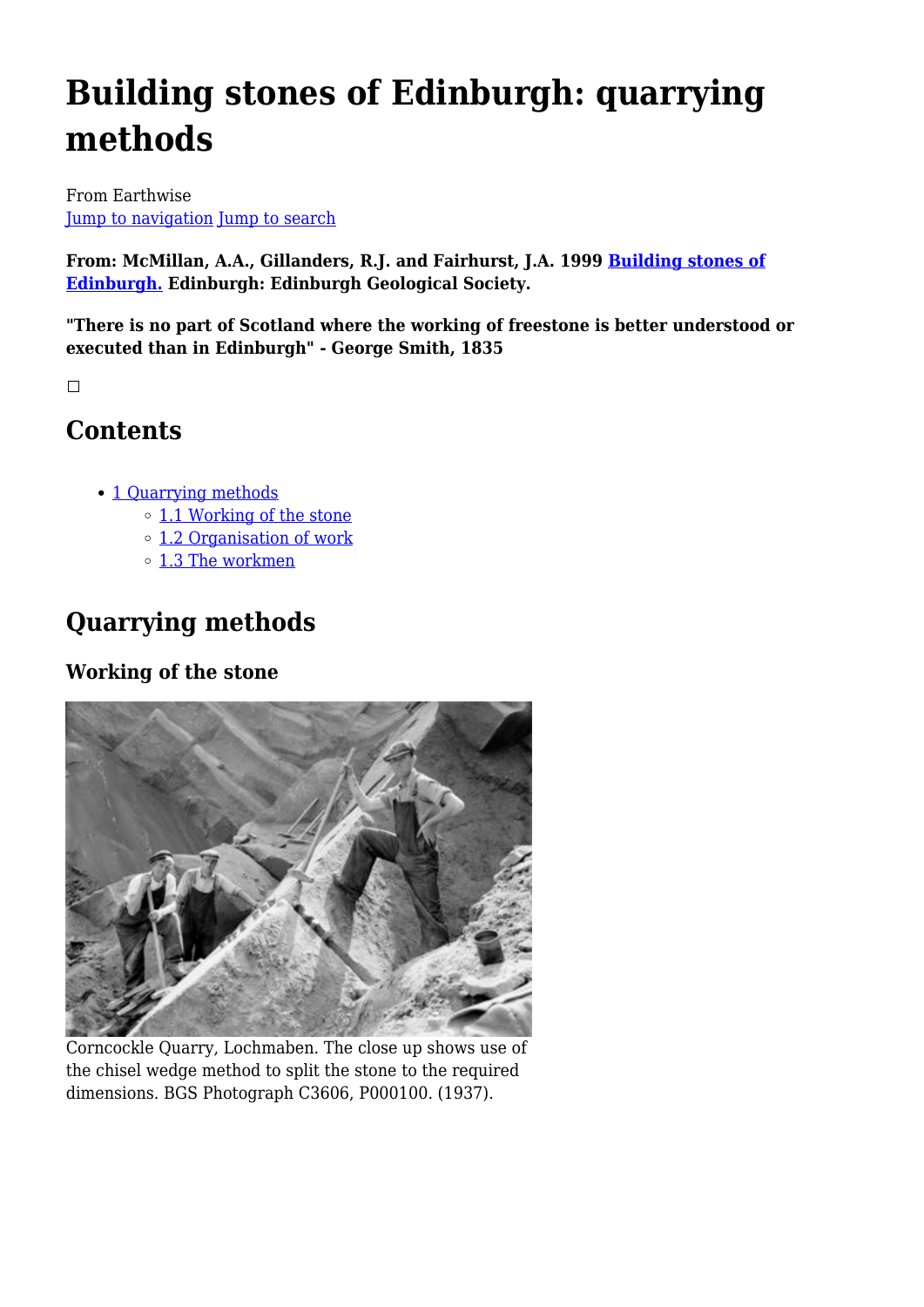# Building stones of Edinburgh: quarrying methods

From Earthwise
Jump to navigation Jump to search

**From: McMillan, A.A., Gillanders, R.J. and Fairhurst, J.A. 1999 Building stones of Edinburgh. Edinburgh: Edinburgh Geological Society.**

**"There is no part of Scotland where the working of freestone is better understood or executed than in Edinburgh" - George Smith, 1835**

## Contents

- 1 Quarrying methods
  - 1.1 Working of the stone
  - 1.2 Organisation of work
  - 1.3 The workmen

## Quarrying methods

### Working of the stone

Corncockle Quarry, Lochmaben. The close up shows use of the chisel wedge method to split the stone to the required dimensions. BGS Photograph C3606, P000100. (1937).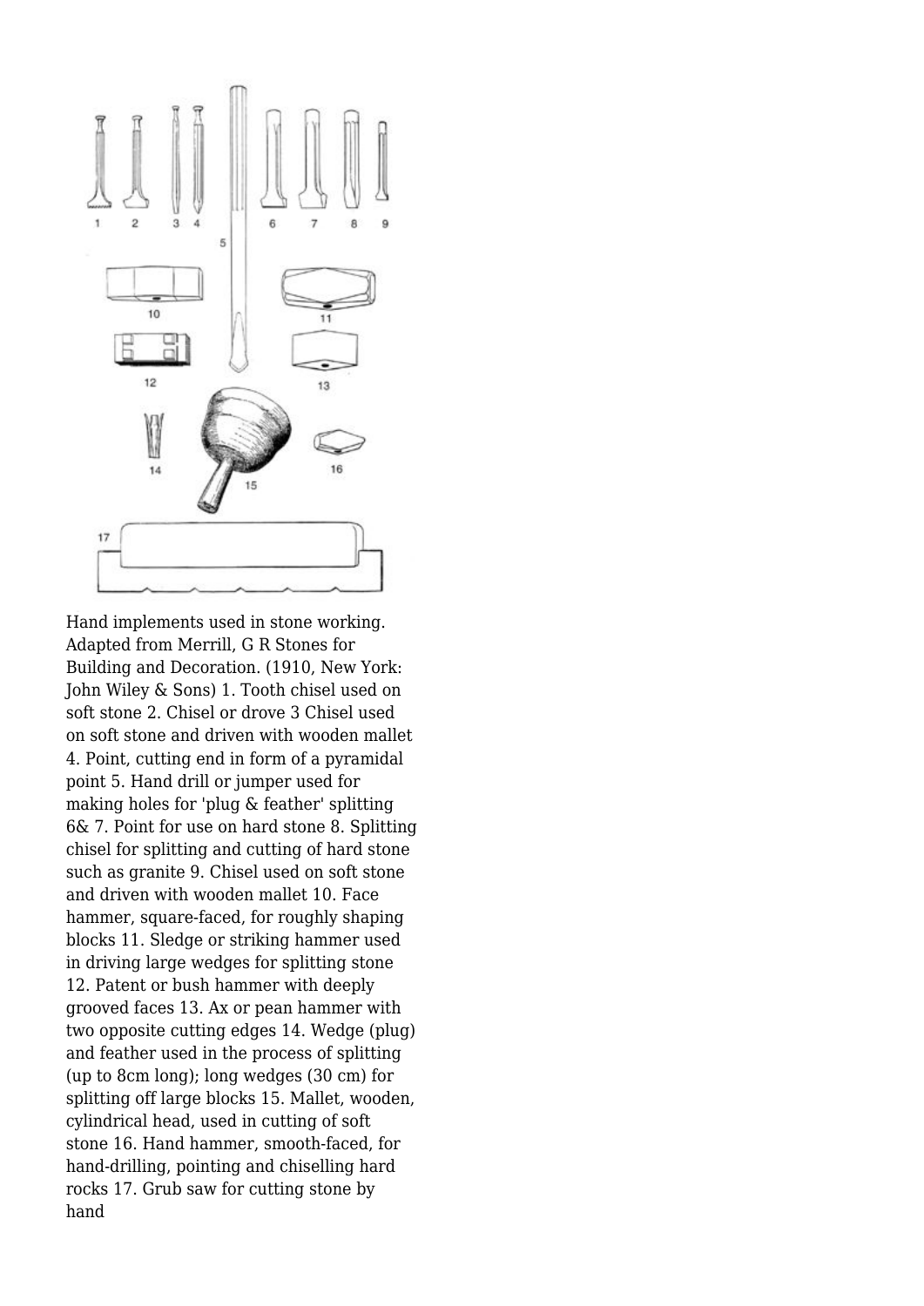Hand implements used in stone working. Adapted from Merrill, G R Stones for Building and Decoration. (1910, New York: John Wiley & Sons) 1. Tooth chisel used on soft stone 2. Chisel or drove 3 Chisel used on soft stone and driven with wooden mallet 4. Point, cutting end in form of a pyramidal point 5. Hand drill or jumper used for making holes for 'plug & feather' splitting 6& 7. Point for use on hard stone 8. Splitting chisel for splitting and cutting of hard stone such as granite 9. Chisel used on soft stone and driven with wooden mallet 10. Face hammer, square-faced, for roughly shaping blocks 11. Sledge or striking hammer used in driving large wedges for splitting stone 12. Patent or bush hammer with deeply grooved faces 13. Ax or pean hammer with two opposite cutting edges 14. Wedge (plug) and feather used in the process of splitting (up to 8cm long); long wedges (30 cm) for splitting off large blocks 15. Mallet, wooden, cylindrical head, used in cutting of soft stone 16. Hand hammer, smooth-faced, for hand-drilling, pointing and chiselling hard rocks 17. Grub saw for cutting stone by hand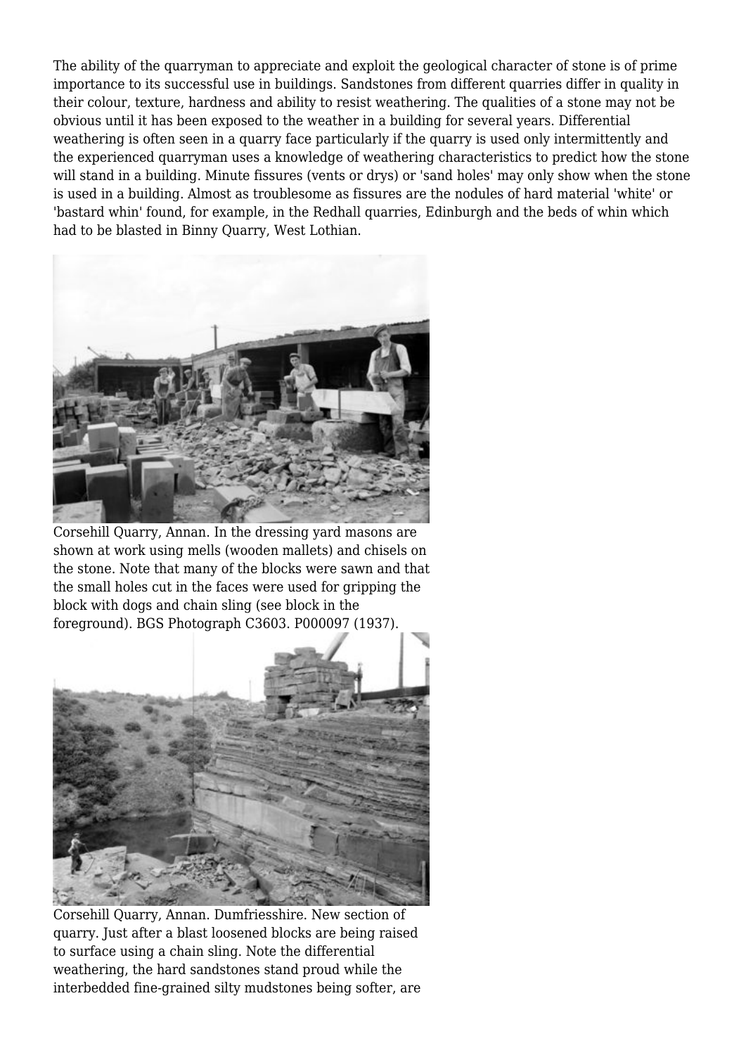The ability of the quarryman to appreciate and exploit the geological character of stone is of prime importance to its successful use in buildings. Sandstones from different quarries differ in quality in their colour, texture, hardness and ability to resist weathering. The qualities of a stone may not be obvious until it has been exposed to the weather in a building for several years. Differential weathering is often seen in a quarry face particularly if the quarry is used only intermittently and the experienced quarryman uses a knowledge of weathering characteristics to predict how the stone will stand in a building. Minute fissures (vents or drys) or 'sand holes' may only show when the stone is used in a building. Almost as troublesome as fissures are the nodules of hard material 'white' or 'bastard whin' found, for example, in the Redhall quarries, Edinburgh and the beds of whin which had to be blasted in Binny Quarry, West Lothian.

Corsehill Quarry, Annan. In the dressing yard masons are shown at work using mells (wooden mallets) and chisels on the stone. Note that many of the blocks were sawn and that the small holes cut in the faces were used for gripping the block with dogs and chain sling (see block in the foreground). BGS Photograph C3603. P000097 (1937).

Corsehill Quarry, Annan. Dumfriesshire. New section of quarry. Just after a blast loosened blocks are being raised to surface using a chain sling. Note the differential weathering, the hard sandstones stand proud while the interbedded fine-grained silty mudstones being softer, are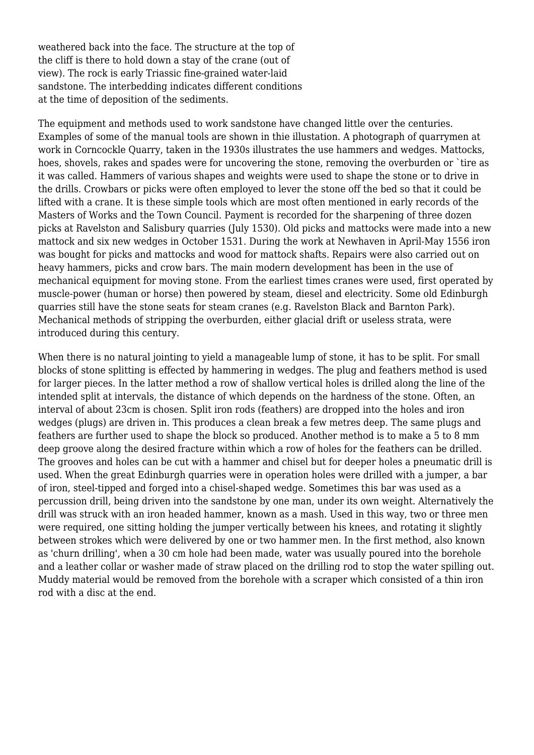weathered back into the face. The structure at the top of the cliff is there to hold down a stay of the crane (out of view). The rock is early Triassic fine-grained water-laid sandstone. The interbedding indicates different conditions at the time of deposition of the sediments.

The equipment and methods used to work sandstone have changed little over the centuries. Examples of some of the manual tools are shown in thie illustation. A photograph of quarrymen at work in Corncockle Quarry, taken in the 1930s illustrates the use hammers and wedges. Mattocks, hoes, shovels, rakes and spades were for uncovering the stone, removing the overburden or `tire as it was called. Hammers of various shapes and weights were used to shape the stone or to drive in the drills. Crowbars or picks were often employed to lever the stone off the bed so that it could be lifted with a crane. It is these simple tools which are most often mentioned in early records of the Masters of Works and the Town Council. Payment is recorded for the sharpening of three dozen picks at Ravelston and Salisbury quarries (July 1530). Old picks and mattocks were made into a new mattock and six new wedges in October 1531. During the work at Newhaven in April-May 1556 iron was bought for picks and mattocks and wood for mattock shafts. Repairs were also carried out on heavy hammers, picks and crow bars. The main modern development has been in the use of mechanical equipment for moving stone. From the earliest times cranes were used, first operated by muscle-power (human or horse) then powered by steam, diesel and electricity. Some old Edinburgh quarries still have the stone seats for steam cranes (e.g. Ravelston Black and Barnton Park). Mechanical methods of stripping the overburden, either glacial drift or useless strata, were introduced during this century.

When there is no natural jointing to yield a manageable lump of stone, it has to be split. For small blocks of stone splitting is effected by hammering in wedges. The plug and feathers method is used for larger pieces. In the latter method a row of shallow vertical holes is drilled along the line of the intended split at intervals, the distance of which depends on the hardness of the stone. Often, an interval of about 23cm is chosen. Split iron rods (feathers) are dropped into the holes and iron wedges (plugs) are driven in. This produces a clean break a few metres deep. The same plugs and feathers are further used to shape the block so produced. Another method is to make a 5 to 8 mm deep groove along the desired fracture within which a row of holes for the feathers can be drilled. The grooves and holes can be cut with a hammer and chisel but for deeper holes a pneumatic drill is used. When the great Edinburgh quarries were in operation holes were drilled with a jumper, a bar of iron, steel-tipped and forged into a chisel-shaped wedge. Sometimes this bar was used as a percussion drill, being driven into the sandstone by one man, under its own weight. Alternatively the drill was struck with an iron headed hammer, known as a mash. Used in this way, two or three men were required, one sitting holding the jumper vertically between his knees, and rotating it slightly between strokes which were delivered by one or two hammer men. In the first method, also known as 'churn drilling', when a 30 cm hole had been made, water was usually poured into the borehole and a leather collar or washer made of straw placed on the drilling rod to stop the water spilling out. Muddy material would be removed from the borehole with a scraper which consisted of a thin iron rod with a disc at the end.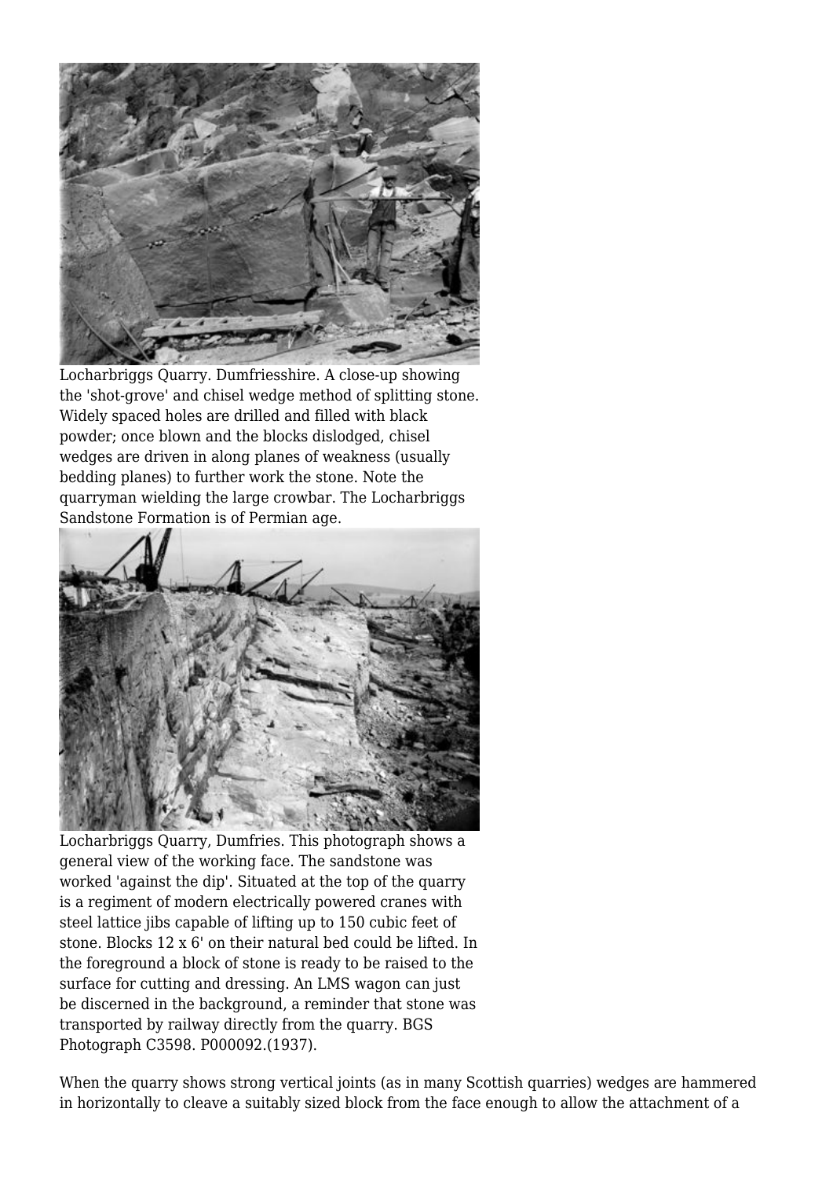Locharbriggs Quarry. Dumfriesshire. A close-up showing the 'shot-grove' and chisel wedge method of splitting stone. Widely spaced holes are drilled and filled with black powder; once blown and the blocks dislodged, chisel wedges are driven in along planes of weakness (usually bedding planes) to further work the stone. Note the quarryman wielding the large crowbar. The Locharbriggs Sandstone Formation is of Permian age.

Locharbriggs Quarry, Dumfries. This photograph shows a general view of the working face. The sandstone was worked 'against the dip'. Situated at the top of the quarry is a regiment of modern electrically powered cranes with steel lattice jibs capable of lifting up to 150 cubic feet of stone. Blocks 12 x 6' on their natural bed could be lifted. In the foreground a block of stone is ready to be raised to the surface for cutting and dressing. An LMS wagon can just be discerned in the background, a reminder that stone was transported by railway directly from the quarry. BGS Photograph C3598. P000092.(1937).

When the quarry shows strong vertical joints (as in many Scottish quarries) wedges are hammered in horizontally to cleave a suitably sized block from the face enough to allow the attachment of a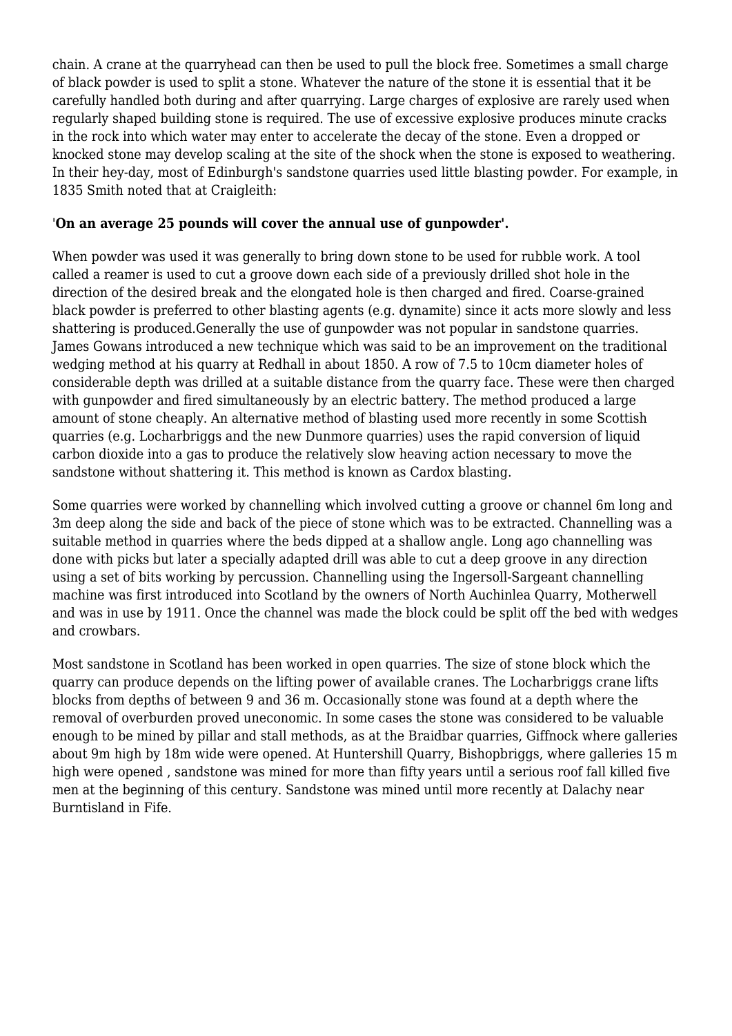chain. A crane at the quarryhead can then be used to pull the block free. Sometimes a small charge of black powder is used to split a stone. Whatever the nature of the stone it is essential that it be carefully handled both during and after quarrying. Large charges of explosive are rarely used when regularly shaped building stone is required. The use of excessive explosive produces minute cracks in the rock into which water may enter to accelerate the decay of the stone. Even a dropped or knocked stone may develop scaling at the site of the shock when the stone is exposed to weathering. In their hey-day, most of Edinburgh's sandstone quarries used little blasting powder. For example, in 1835 Smith noted that at Craigleith:

'**On an average 25 pounds will cover the annual use of gunpowder'.**

When powder was used it was generally to bring down stone to be used for rubble work. A tool called a reamer is used to cut a groove down each side of a previously drilled shot hole in the direction of the desired break and the elongated hole is then charged and fired. Coarse-grained black powder is preferred to other blasting agents (e.g. dynamite) since it acts more slowly and less shattering is produced.Generally the use of gunpowder was not popular in sandstone quarries. James Gowans introduced a new technique which was said to be an improvement on the traditional wedging method at his quarry at Redhall in about 1850. A row of 7.5 to 10cm diameter holes of considerable depth was drilled at a suitable distance from the quarry face. These were then charged with gunpowder and fired simultaneously by an electric battery. The method produced a large amount of stone cheaply. An alternative method of blasting used more recently in some Scottish quarries (e.g. Locharbriggs and the new Dunmore quarries) uses the rapid conversion of liquid carbon dioxide into a gas to produce the relatively slow heaving action necessary to move the sandstone without shattering it. This method is known as Cardox blasting.

Some quarries were worked by channelling which involved cutting a groove or channel 6m long and 3m deep along the side and back of the piece of stone which was to be extracted. Channelling was a suitable method in quarries where the beds dipped at a shallow angle. Long ago channelling was done with picks but later a specially adapted drill was able to cut a deep groove in any direction using a set of bits working by percussion. Channelling using the Ingersoll-Sargeant channelling machine was first introduced into Scotland by the owners of North Auchinlea Quarry, Motherwell and was in use by 1911. Once the channel was made the block could be split off the bed with wedges and crowbars.

Most sandstone in Scotland has been worked in open quarries. The size of stone block which the quarry can produce depends on the lifting power of available cranes. The Locharbriggs crane lifts blocks from depths of between 9 and 36 m. Occasionally stone was found at a depth where the removal of overburden proved uneconomic. In some cases the stone was considered to be valuable enough to be mined by pillar and stall methods, as at the Braidbar quarries, Giffnock where galleries about 9m high by 18m wide were opened. At Huntershill Quarry, Bishopbriggs, where galleries 15 m high were opened , sandstone was mined for more than fifty years until a serious roof fall killed five men at the beginning of this century. Sandstone was mined until more recently at Dalachy near Burntisland in Fife.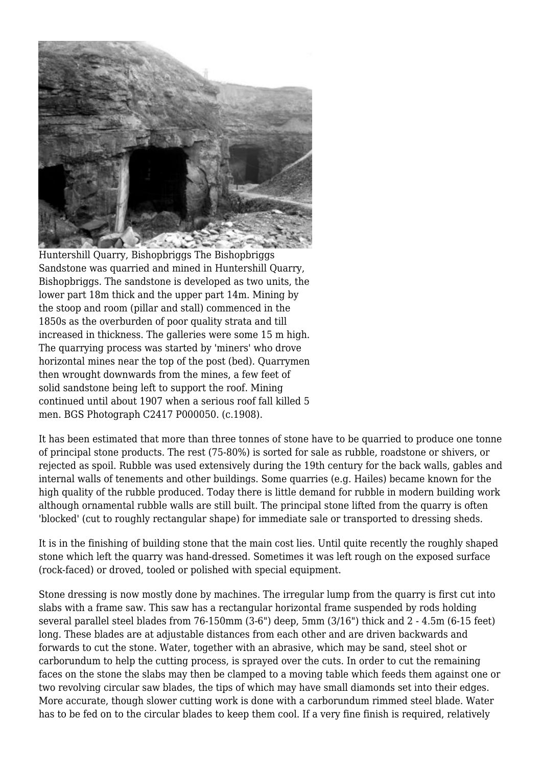Huntershill Quarry, Bishopbriggs The Bishopbriggs Sandstone was quarried and mined in Huntershill Quarry, Bishopbriggs. The sandstone is developed as two units, the lower part 18m thick and the upper part 14m. Mining by the stoop and room (pillar and stall) commenced in the 1850s as the overburden of poor quality strata and till increased in thickness. The galleries were some 15 m high. The quarrying process was started by 'miners' who drove horizontal mines near the top of the post (bed). Quarrymen then wrought downwards from the mines, a few feet of solid sandstone being left to support the roof. Mining continued until about 1907 when a serious roof fall killed 5 men. BGS Photograph C2417 P000050. (c.1908).

It has been estimated that more than three tonnes of stone have to be quarried to produce one tonne of principal stone products. The rest (75-80%) is sorted for sale as rubble, roadstone or shivers, or rejected as spoil. Rubble was used extensively during the 19th century for the back walls, gables and internal walls of tenements and other buildings. Some quarries (e.g. Hailes) became known for the high quality of the rubble produced. Today there is little demand for rubble in modern building work although ornamental rubble walls are still built. The principal stone lifted from the quarry is often 'blocked' (cut to roughly rectangular shape) for immediate sale or transported to dressing sheds.

It is in the finishing of building stone that the main cost lies. Until quite recently the roughly shaped stone which left the quarry was hand-dressed. Sometimes it was left rough on the exposed surface (rock-faced) or droved, tooled or polished with special equipment.

Stone dressing is now mostly done by machines. The irregular lump from the quarry is first cut into slabs with a frame saw. This saw has a rectangular horizontal frame suspended by rods holding several parallel steel blades from 76-150mm (3-6") deep, 5mm (3/16") thick and 2 - 4.5m (6-15 feet) long. These blades are at adjustable distances from each other and are driven backwards and forwards to cut the stone. Water, together with an abrasive, which may be sand, steel shot or carborundum to help the cutting process, is sprayed over the cuts. In order to cut the remaining faces on the stone the slabs may then be clamped to a moving table which feeds them against one or two revolving circular saw blades, the tips of which may have small diamonds set into their edges. More accurate, though slower cutting work is done with a carborundum rimmed steel blade. Water has to be fed on to the circular blades to keep them cool. If a very fine finish is required, relatively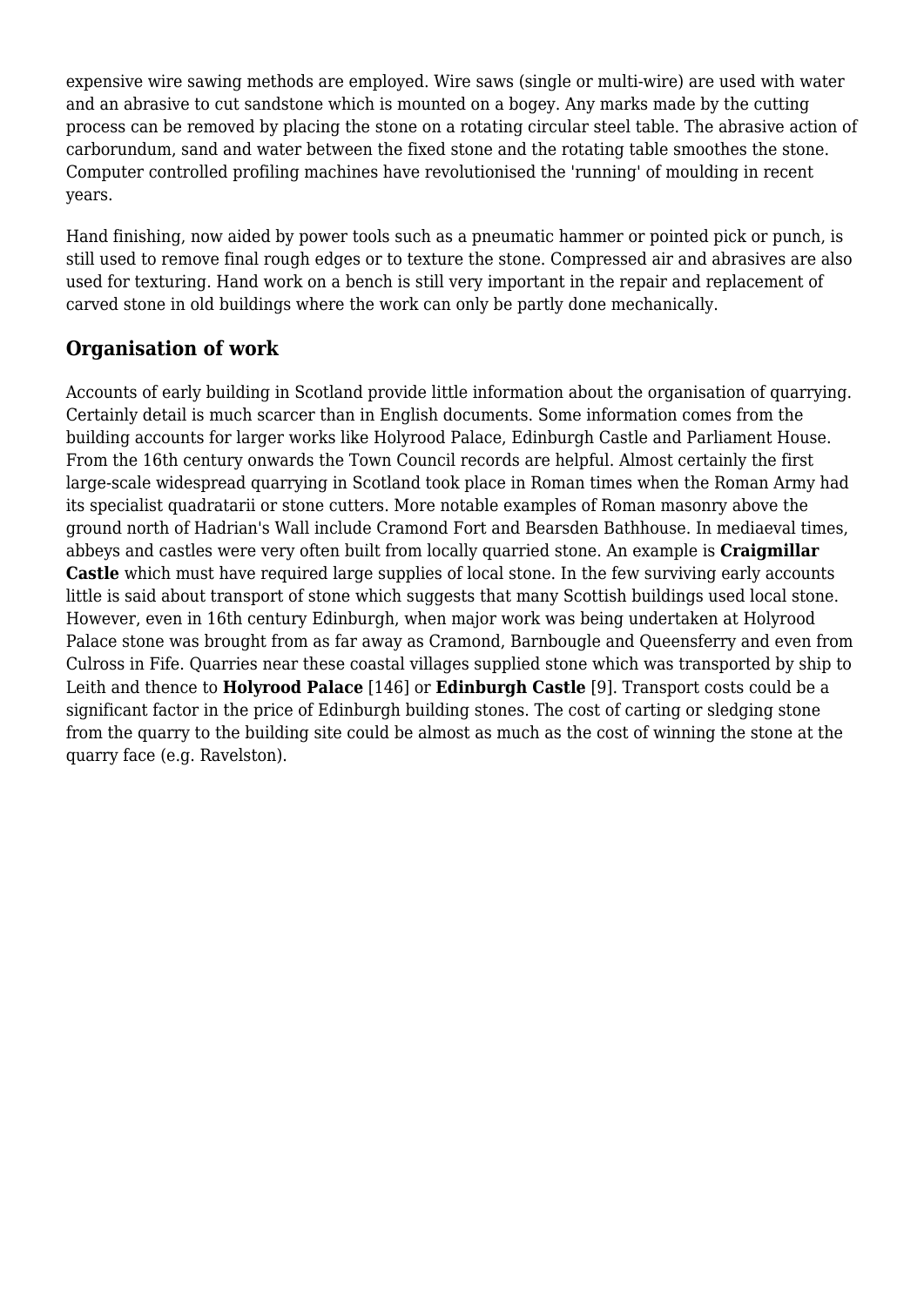expensive wire sawing methods are employed. Wire saws (single or multi-wire) are used with water and an abrasive to cut sandstone which is mounted on a bogey. Any marks made by the cutting process can be removed by placing the stone on a rotating circular steel table. The abrasive action of carborundum, sand and water between the fixed stone and the rotating table smoothes the stone. Computer controlled profiling machines have revolutionised the 'running' of moulding in recent years.

Hand finishing, now aided by power tools such as a pneumatic hammer or pointed pick or punch, is still used to remove final rough edges or to texture the stone. Compressed air and abrasives are also used for texturing. Hand work on a bench is still very important in the repair and replacement of carved stone in old buildings where the work can only be partly done mechanically.

## Organisation of work

Accounts of early building in Scotland provide little information about the organisation of quarrying. Certainly detail is much scarcer than in English documents. Some information comes from the building accounts for larger works like Holyrood Palace, Edinburgh Castle and Parliament House. From the 16th century onwards the Town Council records are helpful. Almost certainly the first large-scale widespread quarrying in Scotland took place in Roman times when the Roman Army had its specialist quadratarii or stone cutters. More notable examples of Roman masonry above the ground north of Hadrian's Wall include Cramond Fort and Bearsden Bathhouse. In mediaeval times, abbeys and castles were very often built from locally quarried stone. An example is **Craigmillar Castle** which must have required large supplies of local stone. In the few surviving early accounts little is said about transport of stone which suggests that many Scottish buildings used local stone. However, even in 16th century Edinburgh, when major work was being undertaken at Holyrood Palace stone was brought from as far away as Cramond, Barnbougle and Queensferry and even from Culross in Fife. Quarries near these coastal villages supplied stone which was transported by ship to Leith and thence to **Holyrood Palace** [146] or **Edinburgh Castle** [9]. Transport costs could be a significant factor in the price of Edinburgh building stones. The cost of carting or sledging stone from the quarry to the building site could be almost as much as the cost of winning the stone at the quarry face (e.g. Ravelston).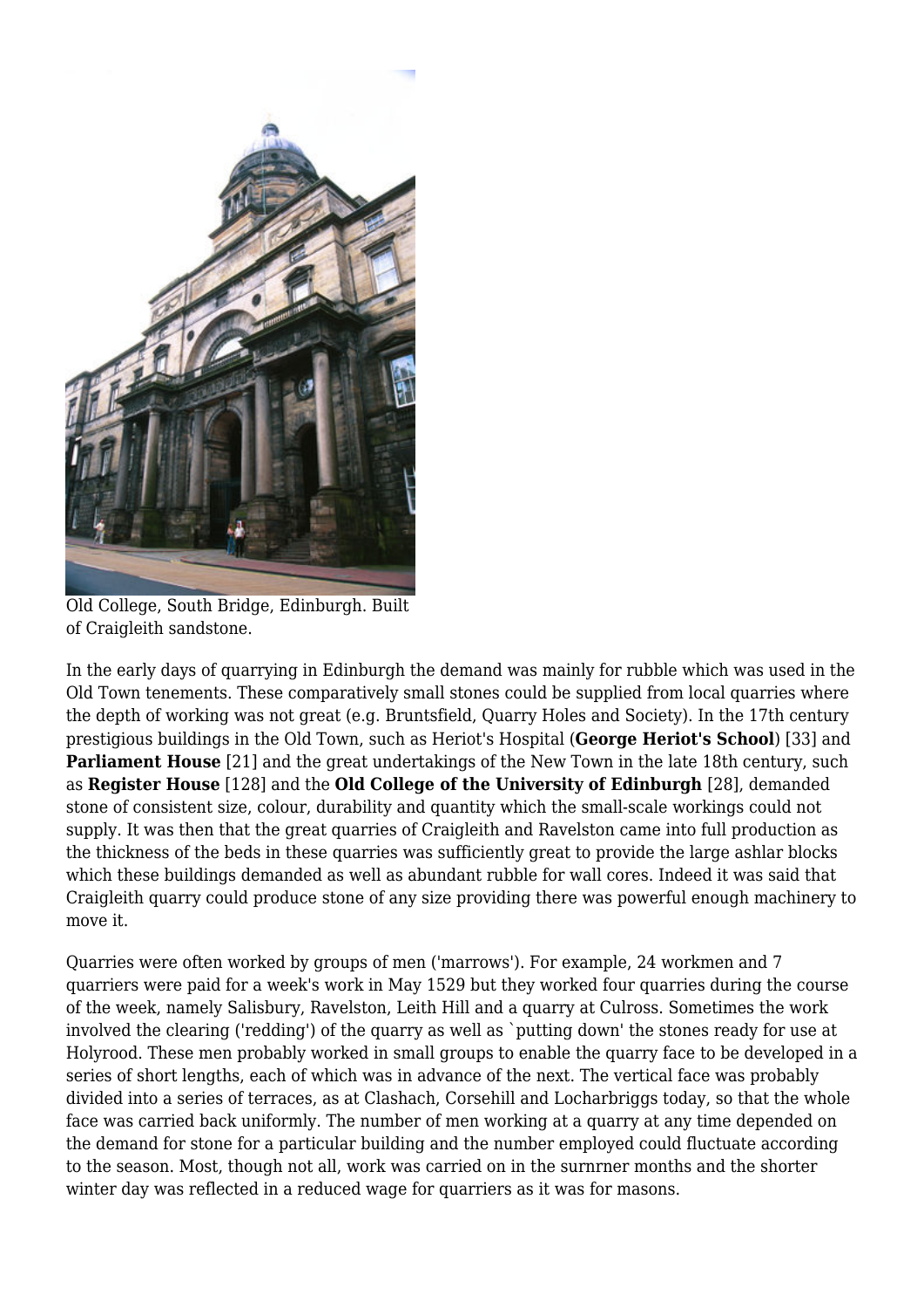Old College, South Bridge, Edinburgh. Built of Craigleith sandstone.

In the early days of quarrying in Edinburgh the demand was mainly for rubble which was used in the Old Town tenements. These comparatively small stones could be supplied from local quarries where the depth of working was not great (e.g. Bruntsfield, Quarry Holes and Society). In the 17th century prestigious buildings in the Old Town, such as Heriot's Hospital (**George Heriot's School**) [33] and **Parliament House** [21] and the great undertakings of the New Town in the late 18th century, such as **Register House** [128] and the **Old College of the University of Edinburgh** [28], demanded stone of consistent size, colour, durability and quantity which the small-scale workings could not supply. It was then that the great quarries of Craigleith and Ravelston came into full production as the thickness of the beds in these quarries was sufficiently great to provide the large ashlar blocks which these buildings demanded as well as abundant rubble for wall cores. Indeed it was said that Craigleith quarry could produce stone of any size providing there was powerful enough machinery to move it.

Quarries were often worked by groups of men ('marrows'). For example, 24 workmen and 7 quarriers were paid for a week's work in May 1529 but they worked four quarries during the course of the week, namely Salisbury, Ravelston, Leith Hill and a quarry at Culross. Sometimes the work involved the clearing ('redding') of the quarry as well as `putting down' the stones ready for use at Holyrood. These men probably worked in small groups to enable the quarry face to be developed in a series of short lengths, each of which was in advance of the next. The vertical face was probably divided into a series of terraces, as at Clashach, Corsehill and Locharbriggs today, so that the whole face was carried back uniformly. The number of men working at a quarry at any time depended on the demand for stone for a particular building and the number employed could fluctuate according to the season. Most, though not all, work was carried on in the surnrner months and the shorter winter day was reflected in a reduced wage for quarriers as it was for masons.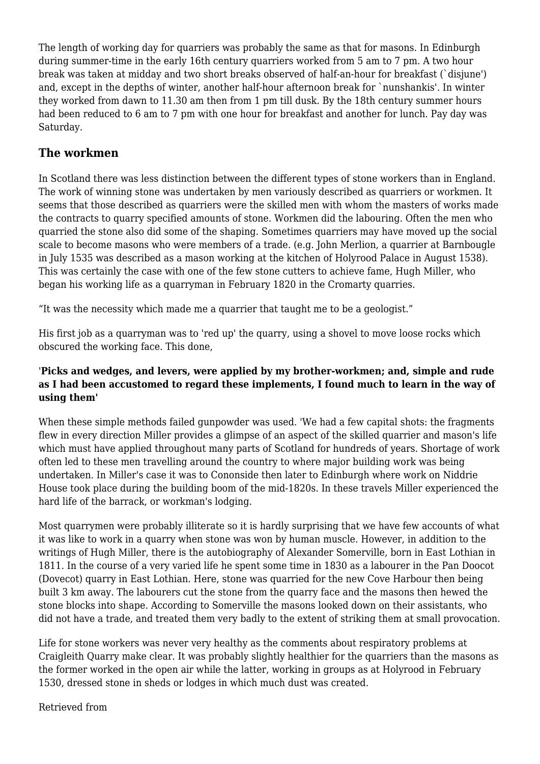The length of working day for quarriers was probably the same as that for masons. In Edinburgh during summer-time in the early 16th century quarriers worked from 5 am to 7 pm. A two hour break was taken at midday and two short breaks observed of half-an-hour for breakfast (`disjune') and, except in the depths of winter, another half-hour afternoon break for `nunshankis'. In winter they worked from dawn to 11.30 am then from 1 pm till dusk. By the 18th century summer hours had been reduced to 6 am to 7 pm with one hour for breakfast and another for lunch. Pay day was Saturday.

## The workmen

In Scotland there was less distinction between the different types of stone workers than in England. The work of winning stone was undertaken by men variously described as quarriers or workmen. It seems that those described as quarriers were the skilled men with whom the masters of works made the contracts to quarry specified amounts of stone. Workmen did the labouring. Often the men who quarried the stone also did some of the shaping. Sometimes quarriers may have moved up the social scale to become masons who were members of a trade. (e.g. John Merlion, a quarrier at Barnbougle in July 1535 was described as a mason working at the kitchen of Holyrood Palace in August 1538). This was certainly the case with one of the few stone cutters to achieve fame, Hugh Miller, who began his working life as a quarryman in February 1820 in the Cromarty quarries.

“It was the necessity which made me a quarrier that taught me to be a geologist.”

His first job as a quarryman was to 'red up' the quarry, using a shovel to move loose rocks which obscured the working face. This done,

'**Picks and wedges, and levers, were applied by my brother-workmen; and, simple and rude as I had been accustomed to regard these implements, I found much to learn in the way of using them'**

When these simple methods failed gunpowder was used. 'We had a few capital shots: the fragments flew in every direction Miller provides a glimpse of an aspect of the skilled quarrier and mason's life which must have applied throughout many parts of Scotland for hundreds of years. Shortage of work often led to these men travelling around the country to where major building work was being undertaken. In Miller's case it was to Cononside then later to Edinburgh where work on Niddrie House took place during the building boom of the mid-1820s. In these travels Miller experienced the hard life of the barrack, or workman's lodging.

Most quarrymen were probably illiterate so it is hardly surprising that we have few accounts of what it was like to work in a quarry when stone was won by human muscle. However, in addition to the writings of Hugh Miller, there is the autobiography of Alexander Somerville, born in East Lothian in 1811. In the course of a very varied life he spent some time in 1830 as a labourer in the Pan Doocot (Dovecot) quarry in East Lothian. Here, stone was quarried for the new Cove Harbour then being built 3 km away. The labourers cut the stone from the quarry face and the masons then hewed the stone blocks into shape. According to Somerville the masons looked down on their assistants, who did not have a trade, and treated them very badly to the extent of striking them at small provocation.

Life for stone workers was never very healthy as the comments about respiratory problems at Craigleith Quarry make clear. It was probably slightly healthier for the quarriers than the masons as the former worked in the open air while the latter, working in groups as at Holyrood in February 1530, dressed stone in sheds or lodges in which much dust was created.

Retrieved from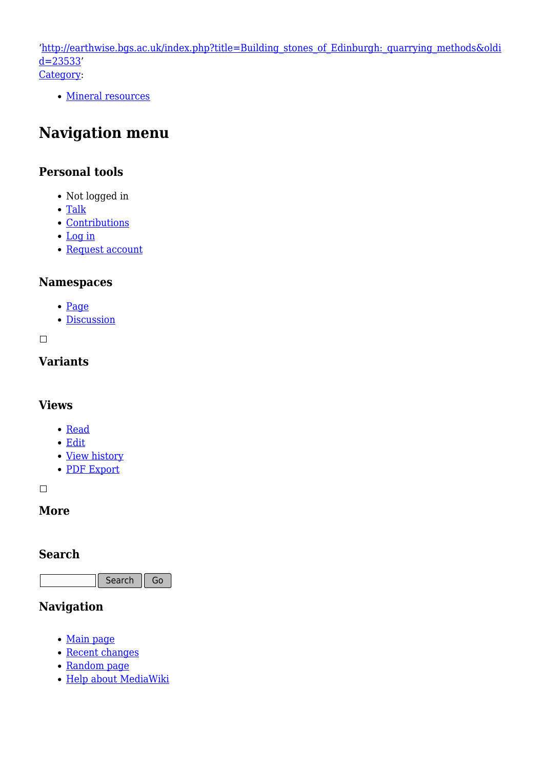'http://earthwise.bgs.ac.uk/index.php?title=Building_stones_of_Edinburgh:_quarrying_methods&oldid=23533'
Category:

- Mineral resources

## Navigation menu

### Personal tools

- Not logged in
- Talk
- Contributions
- Log in
- Request account

### Namespaces

- Page
- Discussion

### Variants

### Views

- Read
- Edit
- View history
- PDF Export

### More

### Search

Search Go

### Navigation

- Main page
- Recent changes
- Random page
- Help about MediaWiki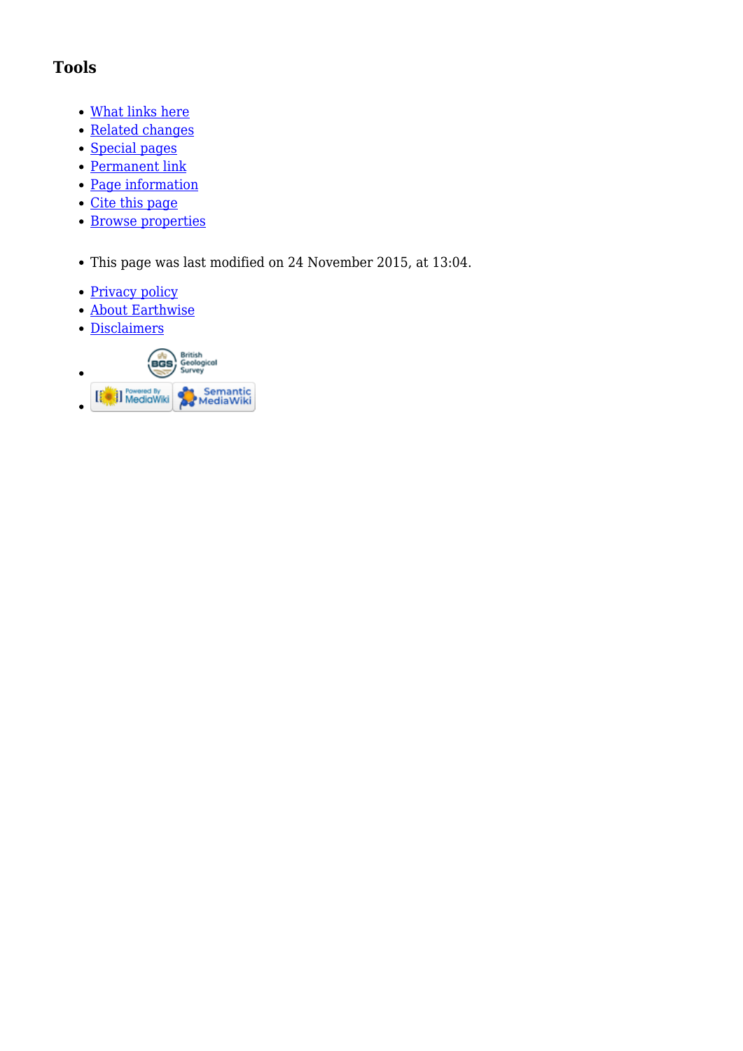### Tools

- What links here
- Related changes
- Special pages
- Permanent link
- Page information
- Cite this page
- Browse properties

- This page was last modified on 24 November 2015, at 13:04.

- Privacy policy
- About Earthwise
- Disclaimers